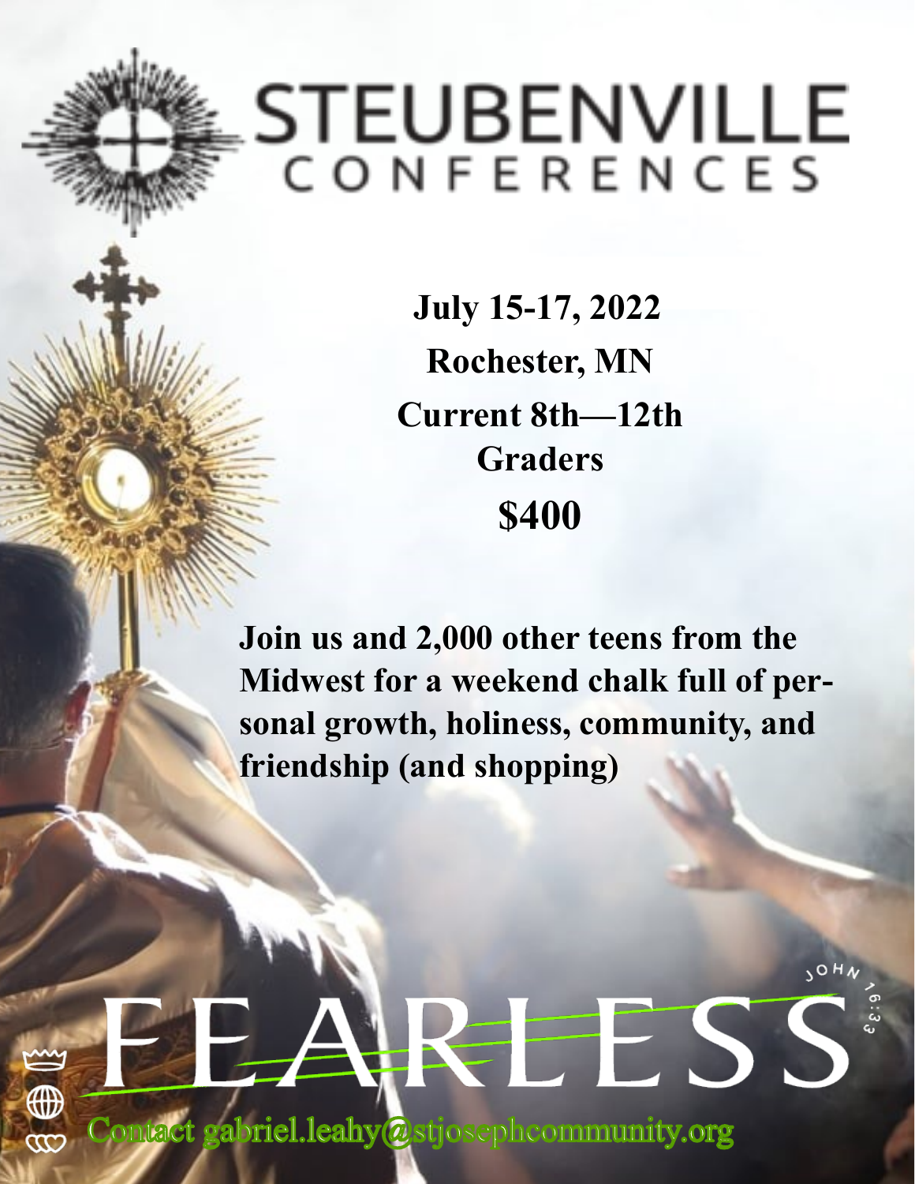# STEUBENVILLE CONFERENCES

**July 15-17, 2022**

**Rochester, MN**

**Current 8th—12th Graders**

**$400**

**Join us and 2,000 other teens from the Midwest for a weekend chalk full of personal growth, holiness, community, and friendship (and shopping)**

# FEARLESS

JOHN 16:33

Contact gabriel.leahy@stjosephcommunity.org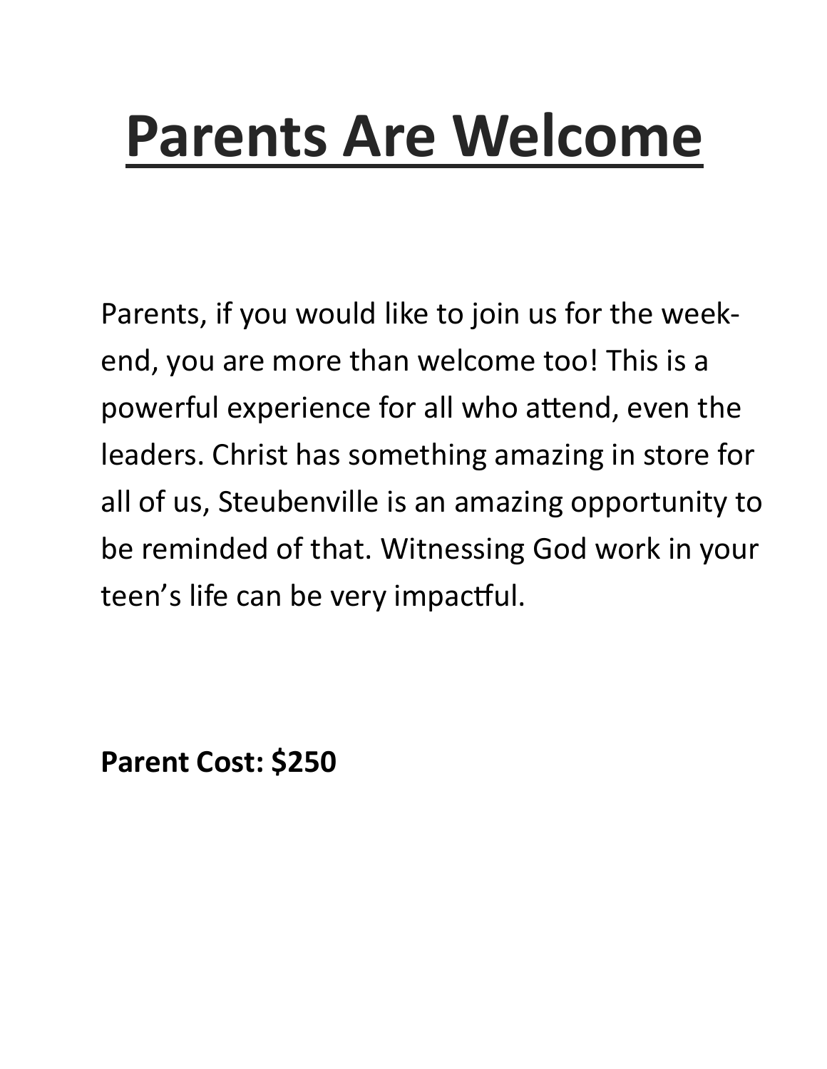# Parents Are Welcome

Parents, if you would like to join us for the week-end, you are more than welcome too! This is a powerful experience for all who attend, even the leaders. Christ has something amazing in store for all of us, Steubenville is an amazing opportunity to be reminded of that. Witnessing God work in your teen's life can be very impactful.

**Parent Cost: $250**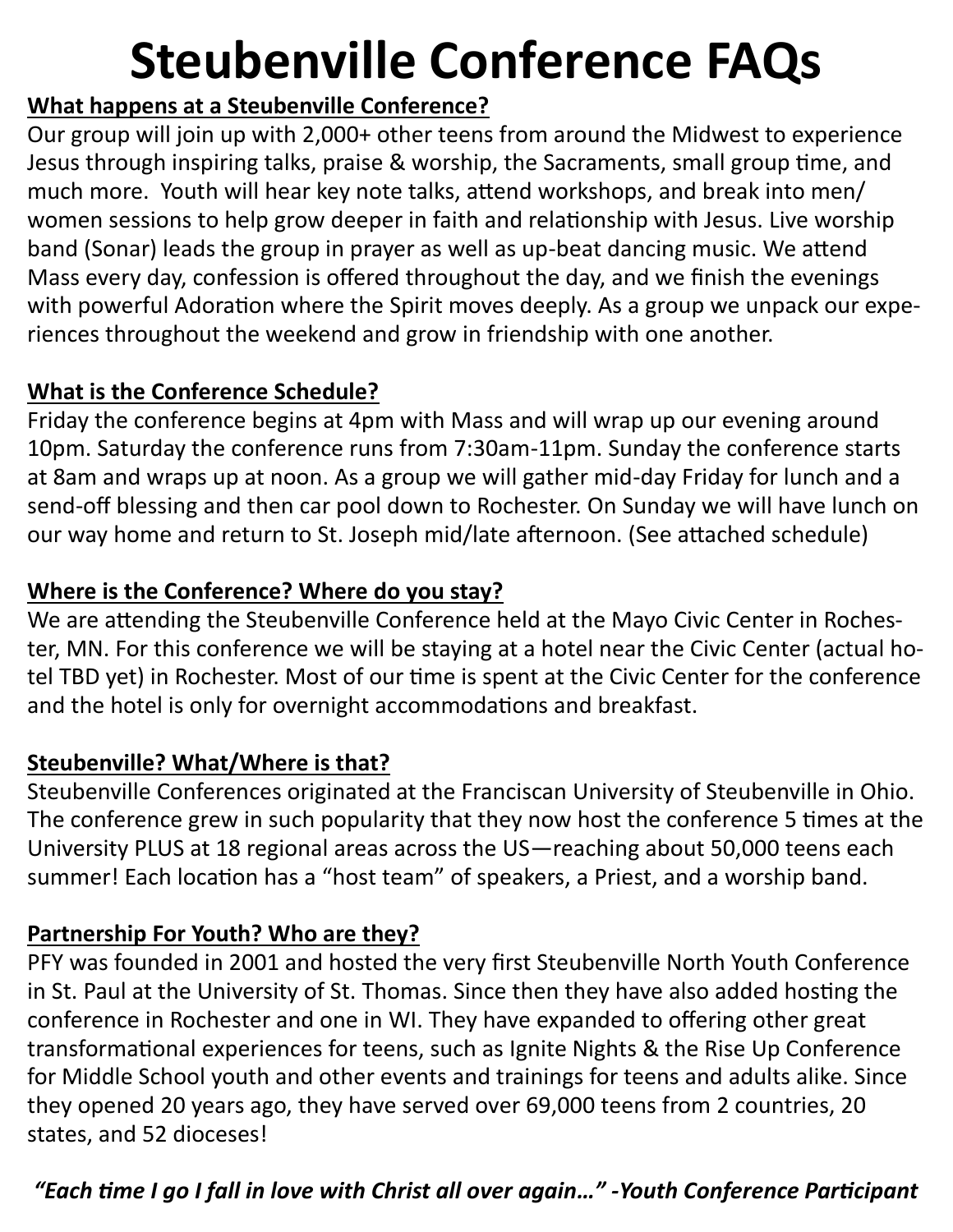# Steubenville Conference FAQs

**What happens at a Steubenville Conference?**

Our group will join up with 2,000+ other teens from around the Midwest to experience Jesus through inspiring talks, praise & worship, the Sacraments, small group time, and much more. Youth will hear key note talks, attend workshops, and break into men/women sessions to help grow deeper in faith and relationship with Jesus. Live worship band (Sonar) leads the group in prayer as well as up-beat dancing music. We attend Mass every day, confession is offered throughout the day, and we finish the evenings with powerful Adoration where the Spirit moves deeply. As a group we unpack our experiences throughout the weekend and grow in friendship with one another.

**What is the Conference Schedule?**

Friday the conference begins at 4pm with Mass and will wrap up our evening around 10pm. Saturday the conference runs from 7:30am-11pm. Sunday the conference starts at 8am and wraps up at noon. As a group we will gather mid-day Friday for lunch and a send-off blessing and then car pool down to Rochester. On Sunday we will have lunch on our way home and return to St. Joseph mid/late afternoon. (See attached schedule)

**Where is the Conference? Where do you stay?**

We are attending the Steubenville Conference held at the Mayo Civic Center in Rochester, MN. For this conference we will be staying at a hotel near the Civic Center (actual hotel TBD yet) in Rochester. Most of our time is spent at the Civic Center for the conference and the hotel is only for overnight accommodations and breakfast.

**Steubenville? What/Where is that?**

Steubenville Conferences originated at the Franciscan University of Steubenville in Ohio. The conference grew in such popularity that they now host the conference 5 times at the University PLUS at 18 regional areas across the US—reaching about 50,000 teens each summer! Each location has a "host team" of speakers, a Priest, and a worship band.

**Partnership For Youth? Who are they?**

PFY was founded in 2001 and hosted the very first Steubenville North Youth Conference in St. Paul at the University of St. Thomas. Since then they have also added hosting the conference in Rochester and one in WI. They have expanded to offering other great transformational experiences for teens, such as Ignite Nights & the Rise Up Conference for Middle School youth and other events and trainings for teens and adults alike. Since they opened 20 years ago, they have served over 69,000 teens from 2 countries, 20 states, and 52 dioceses!

***"Each time I go I fall in love with Christ all over again…" -Youth Conference Participant***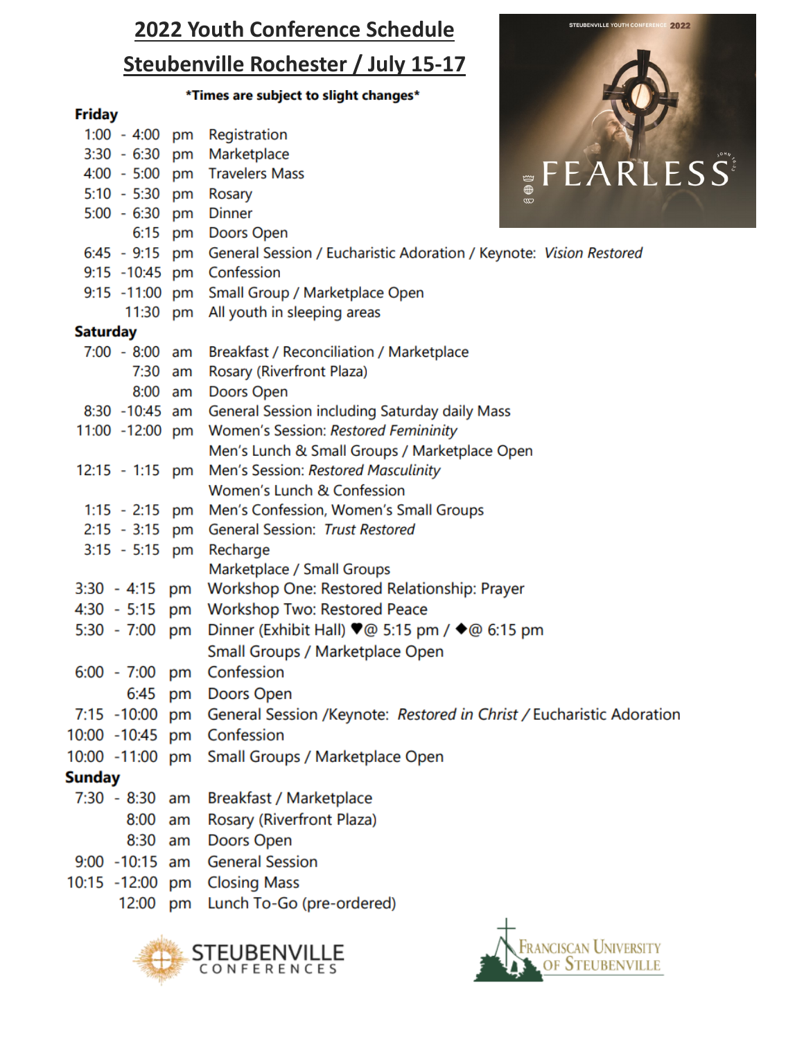# 2022 Youth Conference Schedule

# Steubenville Rochester / July 15-17

***Times are subject to slight changes***

**Friday**

| | | |
|---|---|---|
| 1:00 - 4:00 | pm | Registration |
| 3:30 - 6:30 | pm | Marketplace |
| 4:00 - 5:00 | pm | Travelers Mass |
| 5:10 - 5:30 | pm | Rosary |
| 5:00 - 6:30 | pm | Dinner |
| 6:15 | pm | Doors Open |
| 6:45 - 9:15 | pm | General Session / Eucharistic Adoration / Keynote: *Vision Restored* |
| 9:15 -10:45 | pm | Confession |
| 9:15 -11:00 | pm | Small Group / Marketplace Open |
| 11:30 | pm | All youth in sleeping areas |

**Saturday**

| | | |
|---|---|---|
| 7:00 - 8:00 | am | Breakfast / Reconciliation / Marketplace |
| 7:30 | am | Rosary (Riverfront Plaza) |
| 8:00 | am | Doors Open |
| 8:30 -10:45 | am | General Session including Saturday daily Mass |
| 11:00 -12:00 | pm | Women's Session: *Restored Femininity* |
| | | Men's Lunch & Small Groups / Marketplace Open |
| 12:15 - 1:15 | pm | Men's Session: *Restored Masculinity* |
| | | Women's Lunch & Confession |
| 1:15 - 2:15 | pm | Men's Confession, Women's Small Groups |
| 2:15 - 3:15 | pm | General Session: *Trust Restored* |
| 3:15 - 5:15 | pm | Recharge |
| | | Marketplace / Small Groups |
| 3:30 - 4:15 | pm | Workshop One: Restored Relationship: Prayer |
| 4:30 - 5:15 | pm | Workshop Two: Restored Peace |
| 5:30 - 7:00 | pm | Dinner (Exhibit Hall) ♥@ 5:15 pm / ◆@ 6:15 pm |
| | | Small Groups / Marketplace Open |
| 6:00 - 7:00 | pm | Confession |
| 6:45 | pm | Doors Open |
| 7:15 -10:00 | pm | General Session /Keynote: *Restored in Christ* / Eucharistic Adoration |
| 10:00 -10:45 | pm | Confession |
| 10:00 -11:00 | pm | Small Groups / Marketplace Open |

**Sunday**

| | | |
|---|---|---|
| 7:30 - 8:30 | am | Breakfast / Marketplace |
| 8:00 | am | Rosary (Riverfront Plaza) |
| 8:30 | am | Doors Open |
| 9:00 -10:15 | am | General Session |
| 10:15 -12:00 | pm | Closing Mass |
| 12:00 | pm | Lunch To-Go (pre-ordered) |

STEUBENVILLE CONFERENCES

Franciscan University of Steubenville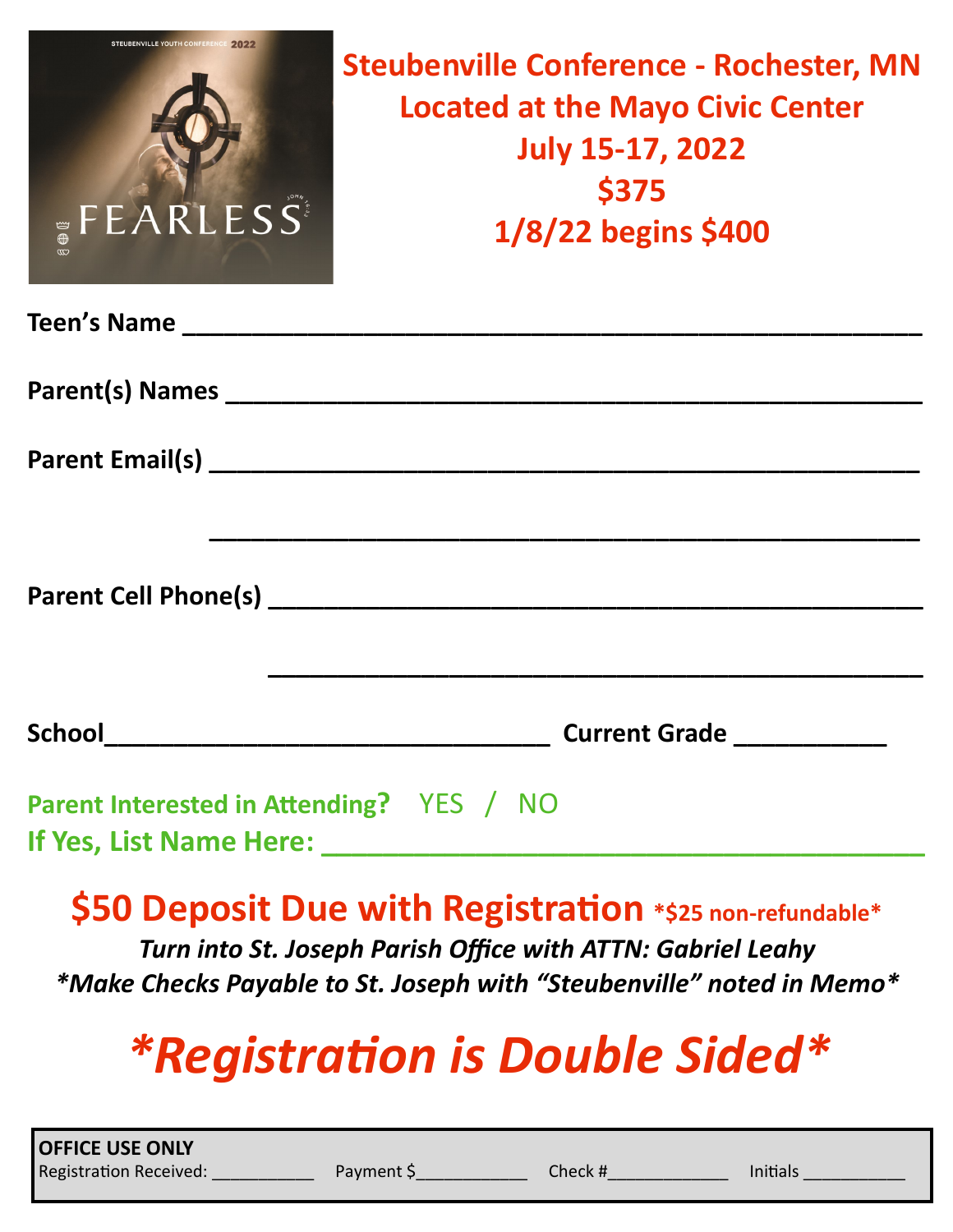# Steubenville Conference - Rochester, MN

## Located at the Mayo Civic Center

## July 15-17, 2022

## $375

## 1/8/22 begins $400

**Teen's Name** ___________________________________________________

**Parent(s) Names** ________________________________________________

**Parent Email(s)** ________________________________________________

___________________________________________________________

**Parent Cell Phone(s)** ____________________________________________

___________________________________________________________

**School**_________________________________ **Current Grade** ___________

**Parent Interested in Attending?** YES / NO

**If Yes, List Name Here:** _________________________________________

## $50 Deposit Due with Registration *$25 non-refundable*

***Turn into St. Joseph Parish Office with ATTN: Gabriel Leahy***

****Make Checks Payable to St. Joseph with "Steubenville" noted in Memo****

# *Registration is Double Sided*

**OFFICE USE ONLY**

Registration Received: ___________ Payment $____________ Check #_____________ Initials ___________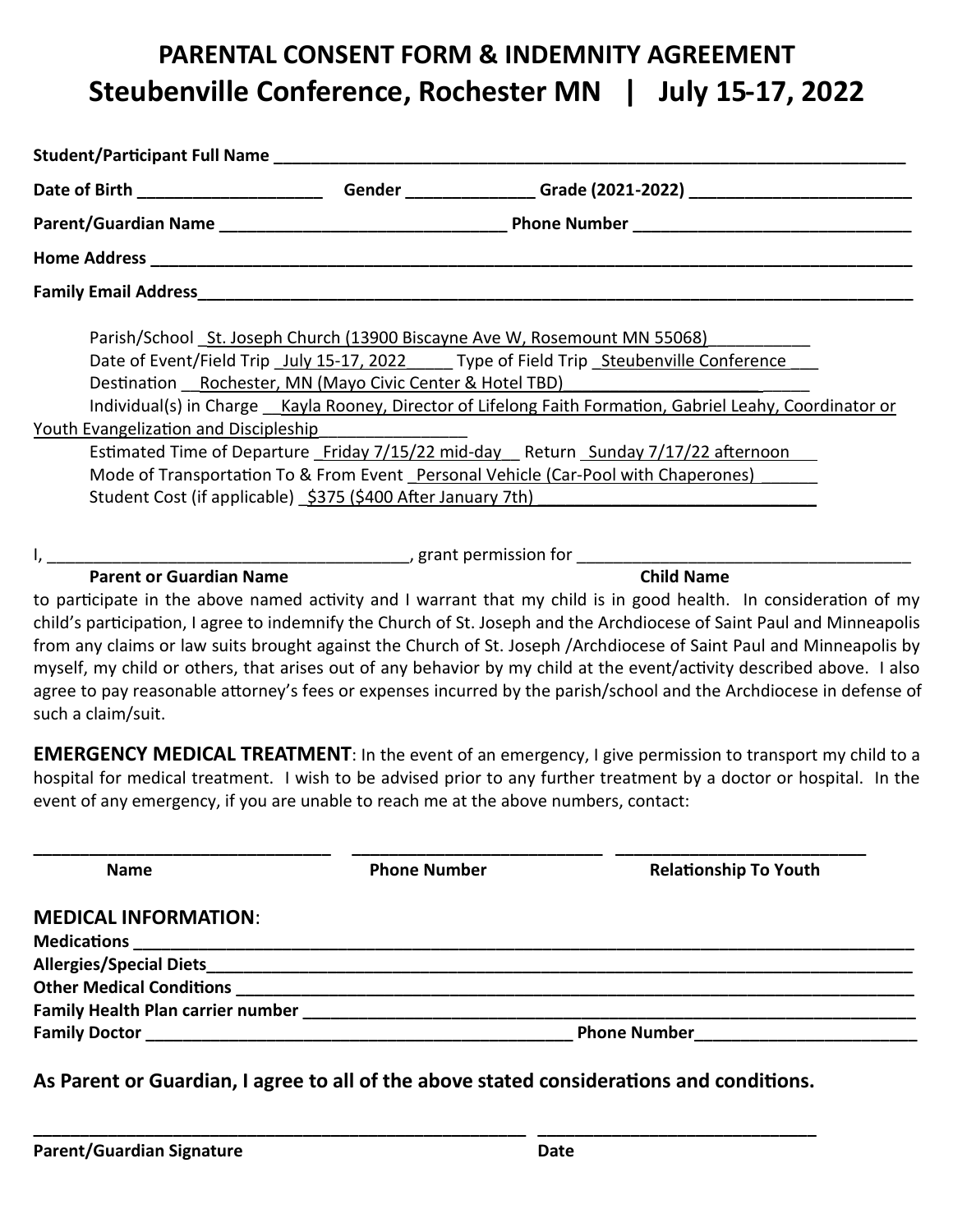# PARENTAL CONSENT FORM & INDEMNITY AGREEMENT
## Steubenville Conference, Rochester MN | July 15-17, 2022

**Student/Participant Full Name** ______________________________________________________________________

**Date of Birth** ____________________ **Gender** _____________ **Grade (2021-2022)** ________________________

**Parent/Guardian Name** _______________________________ **Phone Number** ______________________________

**Home Address** ________________________________________________________________________________

**Family Email Address**__________________________________________________________________________

Parish/School _St. Joseph Church (13900 Biscayne Ave W, Rosemount MN 55068)__________

Date of Event/Field Trip _July 15-17, 2022_____ Type of Field Trip _Steubenville Conference ___

Destination __Rochester, MN (Mayo Civic Center & Hotel TBD)______________________

Individual(s) in Charge __Kayla Rooney, Director of Lifelong Faith Formation, Gabriel Leahy, Coordinator or Youth Evangelization and Discipleship________________

Estimated Time of Departure _Friday 7/15/22 mid-day__ Return _Sunday 7/17/22 afternoon___

Mode of Transportation To & From Event _Personal Vehicle (Car-Pool with Chaperones) ______

Student Cost (if applicable) _$375 ($400 After January 7th)______________________________

I, ________________________________________, grant permission for _____________________________________

**Parent or Guardian Name** **Child Name**

to participate in the above named activity and I warrant that my child is in good health. In consideration of my child's participation, I agree to indemnify the Church of St. Joseph and the Archdiocese of Saint Paul and Minneapolis from any claims or law suits brought against the Church of St. Joseph /Archdiocese of Saint Paul and Minneapolis by myself, my child or others, that arises out of any behavior by my child at the event/activity described above. I also agree to pay reasonable attorney's fees or expenses incurred by the parish/school and the Archdiocese in defense of such a claim/suit.

**EMERGENCY MEDICAL TREATMENT**: In the event of an emergency, I give permission to transport my child to a hospital for medical treatment. I wish to be advised prior to any further treatment by a doctor or hospital. In the event of any emergency, if you are unable to reach me at the above numbers, contact:

________________________________ __________________________ __________________________

**Name** **Phone Number** **Relationship To Youth**

**MEDICAL INFORMATION**:

**Medications** _________________________________________________________________________________

**Allergies/Special Diets**_________________________________________________________________________

**Other Medical Conditions** _______________________________________________________________________

**Family Health Plan carrier number** _______________________________________________________________

**Family Doctor** _______________________________________________ **Phone Number**________________________

**As Parent or Guardian, I agree to all of the above stated considerations and conditions.**

______________________________________________________ ______________________________

**Parent/Guardian Signature** **Date**